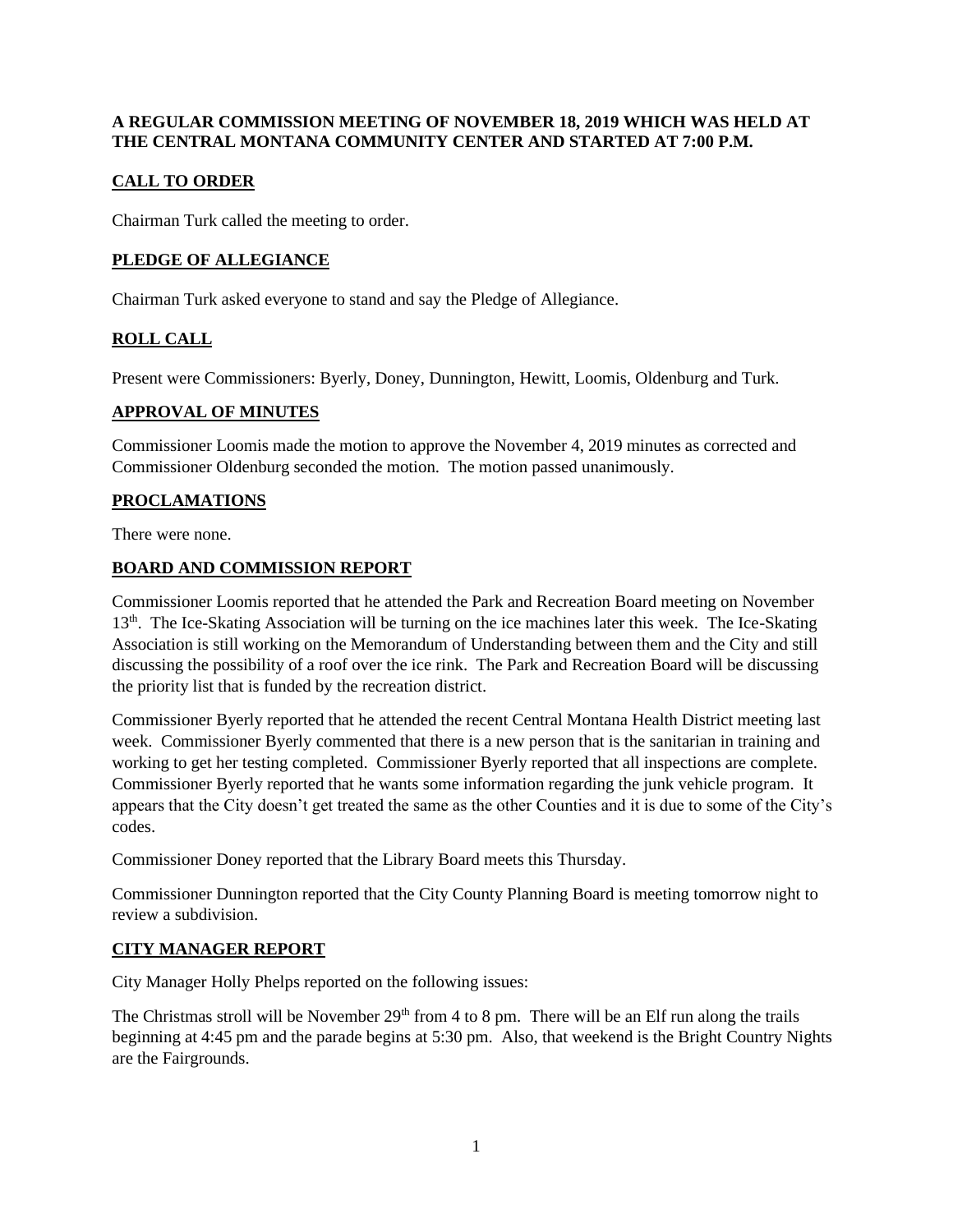**A REGULAR COMMISSION MEETING OF NOVEMBER 18, 2019 WHICH WAS HELD AT THE CENTRAL MONTANA COMMUNITY CENTER AND STARTED AT 7:00 P.M.**

## CALL TO ORDER

Chairman Turk called the meeting to order.

## PLEDGE OF ALLEGIANCE

Chairman Turk asked everyone to stand and say the Pledge of Allegiance.

## ROLL CALL

Present were Commissioners: Byerly, Doney, Dunnington, Hewitt, Loomis, Oldenburg and Turk.

## APPROVAL OF MINUTES

Commissioner Loomis made the motion to approve the November 4, 2019 minutes as corrected and Commissioner Oldenburg seconded the motion. The motion passed unanimously.

## PROCLAMATIONS

There were none.

## BOARD AND COMMISSION REPORT

Commissioner Loomis reported that he attended the Park and Recreation Board meeting on November 13th. The Ice-Skating Association will be turning on the ice machines later this week. The Ice-Skating Association is still working on the Memorandum of Understanding between them and the City and still discussing the possibility of a roof over the ice rink. The Park and Recreation Board will be discussing the priority list that is funded by the recreation district.

Commissioner Byerly reported that he attended the recent Central Montana Health District meeting last week. Commissioner Byerly commented that there is a new person that is the sanitarian in training and working to get her testing completed. Commissioner Byerly reported that all inspections are complete. Commissioner Byerly reported that he wants some information regarding the junk vehicle program. It appears that the City doesn't get treated the same as the other Counties and it is due to some of the City's codes.

Commissioner Doney reported that the Library Board meets this Thursday.

Commissioner Dunnington reported that the City County Planning Board is meeting tomorrow night to review a subdivision.

## CITY MANAGER REPORT

City Manager Holly Phelps reported on the following issues:

The Christmas stroll will be November 29th from 4 to 8 pm. There will be an Elf run along the trails beginning at 4:45 pm and the parade begins at 5:30 pm. Also, that weekend is the Bright Country Nights are the Fairgrounds.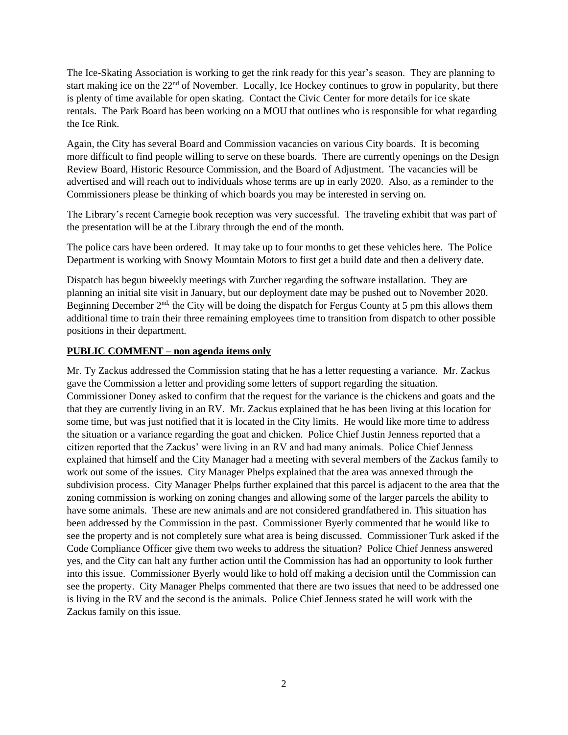The Ice-Skating Association is working to get the rink ready for this year's season. They are planning to start making ice on the 22nd of November. Locally, Ice Hockey continues to grow in popularity, but there is plenty of time available for open skating. Contact the Civic Center for more details for ice skate rentals. The Park Board has been working on a MOU that outlines who is responsible for what regarding the Ice Rink.

Again, the City has several Board and Commission vacancies on various City boards. It is becoming more difficult to find people willing to serve on these boards. There are currently openings on the Design Review Board, Historic Resource Commission, and the Board of Adjustment. The vacancies will be advertised and will reach out to individuals whose terms are up in early 2020. Also, as a reminder to the Commissioners please be thinking of which boards you may be interested in serving on.

The Library's recent Carnegie book reception was very successful. The traveling exhibit that was part of the presentation will be at the Library through the end of the month.

The police cars have been ordered. It may take up to four months to get these vehicles here. The Police Department is working with Snowy Mountain Motors to first get a build date and then a delivery date.

Dispatch has begun biweekly meetings with Zurcher regarding the software installation. They are planning an initial site visit in January, but our deployment date may be pushed out to November 2020. Beginning December 2nd, the City will be doing the dispatch for Fergus County at 5 pm this allows them additional time to train their three remaining employees time to transition from dispatch to other possible positions in their department.

**PUBLIC COMMENT – non agenda items only**

Mr. Ty Zackus addressed the Commission stating that he has a letter requesting a variance. Mr. Zackus gave the Commission a letter and providing some letters of support regarding the situation. Commissioner Doney asked to confirm that the request for the variance is the chickens and goats and the that they are currently living in an RV. Mr. Zackus explained that he has been living at this location for some time, but was just notified that it is located in the City limits. He would like more time to address the situation or a variance regarding the goat and chicken. Police Chief Justin Jenness reported that a citizen reported that the Zackus' were living in an RV and had many animals. Police Chief Jenness explained that himself and the City Manager had a meeting with several members of the Zackus family to work out some of the issues. City Manager Phelps explained that the area was annexed through the subdivision process. City Manager Phelps further explained that this parcel is adjacent to the area that the zoning commission is working on zoning changes and allowing some of the larger parcels the ability to have some animals. These are new animals and are not considered grandfathered in. This situation has been addressed by the Commission in the past. Commissioner Byerly commented that he would like to see the property and is not completely sure what area is being discussed. Commissioner Turk asked if the Code Compliance Officer give them two weeks to address the situation? Police Chief Jenness answered yes, and the City can halt any further action until the Commission has had an opportunity to look further into this issue. Commissioner Byerly would like to hold off making a decision until the Commission can see the property. City Manager Phelps commented that there are two issues that need to be addressed one is living in the RV and the second is the animals. Police Chief Jenness stated he will work with the Zackus family on this issue.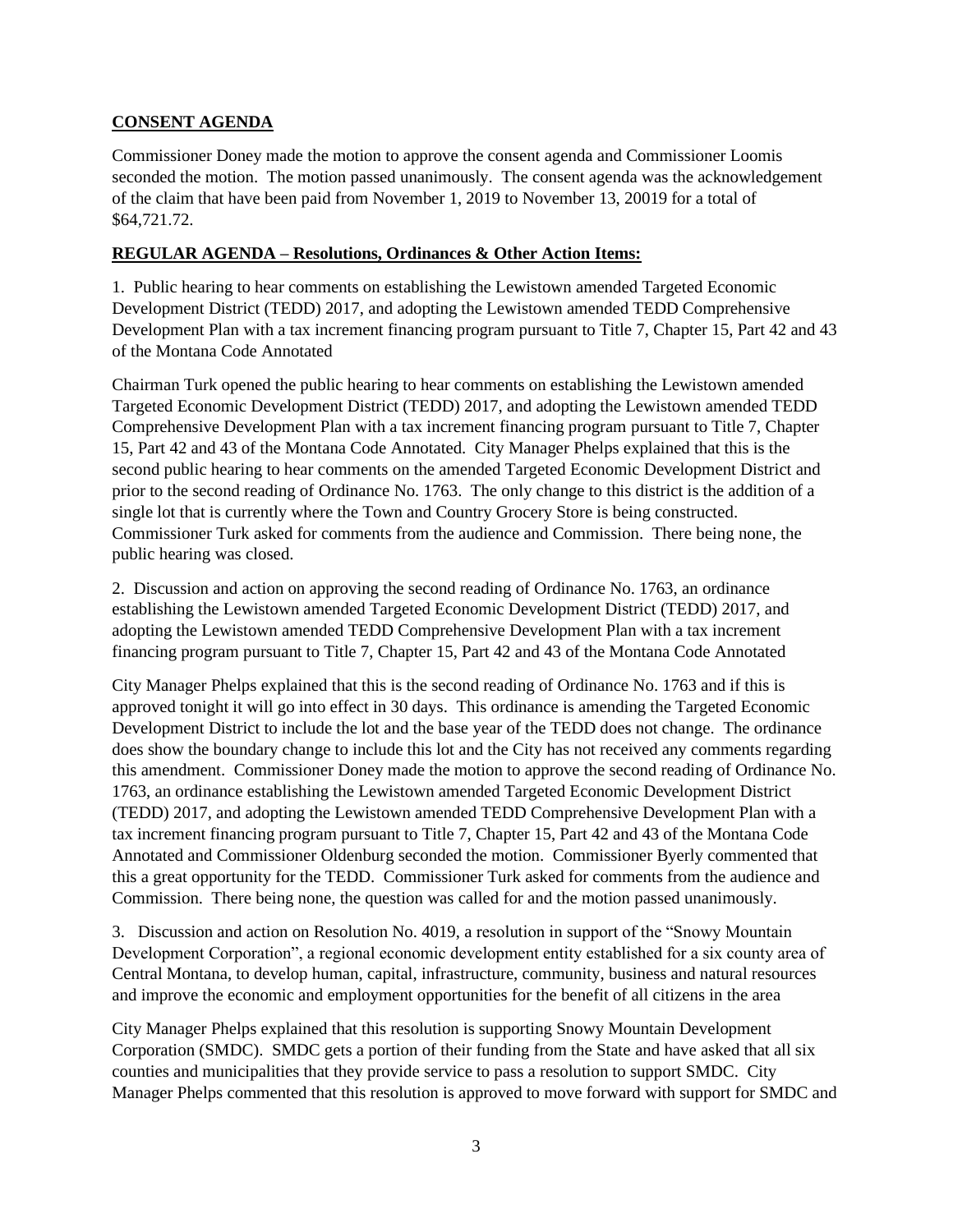**CONSENT AGENDA**

Commissioner Doney made the motion to approve the consent agenda and Commissioner Loomis seconded the motion. The motion passed unanimously. The consent agenda was the acknowledgement of the claim that have been paid from November 1, 2019 to November 13, 20019 for a total of $64,721.72.

**REGULAR AGENDA – Resolutions, Ordinances & Other Action Items:**

1. Public hearing to hear comments on establishing the Lewistown amended Targeted Economic Development District (TEDD) 2017, and adopting the Lewistown amended TEDD Comprehensive Development Plan with a tax increment financing program pursuant to Title 7, Chapter 15, Part 42 and 43 of the Montana Code Annotated

Chairman Turk opened the public hearing to hear comments on establishing the Lewistown amended Targeted Economic Development District (TEDD) 2017, and adopting the Lewistown amended TEDD Comprehensive Development Plan with a tax increment financing program pursuant to Title 7, Chapter 15, Part 42 and 43 of the Montana Code Annotated. City Manager Phelps explained that this is the second public hearing to hear comments on the amended Targeted Economic Development District and prior to the second reading of Ordinance No. 1763. The only change to this district is the addition of a single lot that is currently where the Town and Country Grocery Store is being constructed. Commissioner Turk asked for comments from the audience and Commission. There being none, the public hearing was closed.

2. Discussion and action on approving the second reading of Ordinance No. 1763, an ordinance establishing the Lewistown amended Targeted Economic Development District (TEDD) 2017, and adopting the Lewistown amended TEDD Comprehensive Development Plan with a tax increment financing program pursuant to Title 7, Chapter 15, Part 42 and 43 of the Montana Code Annotated

City Manager Phelps explained that this is the second reading of Ordinance No. 1763 and if this is approved tonight it will go into effect in 30 days. This ordinance is amending the Targeted Economic Development District to include the lot and the base year of the TEDD does not change. The ordinance does show the boundary change to include this lot and the City has not received any comments regarding this amendment. Commissioner Doney made the motion to approve the second reading of Ordinance No. 1763, an ordinance establishing the Lewistown amended Targeted Economic Development District (TEDD) 2017, and adopting the Lewistown amended TEDD Comprehensive Development Plan with a tax increment financing program pursuant to Title 7, Chapter 15, Part 42 and 43 of the Montana Code Annotated and Commissioner Oldenburg seconded the motion. Commissioner Byerly commented that this a great opportunity for the TEDD. Commissioner Turk asked for comments from the audience and Commission. There being none, the question was called for and the motion passed unanimously.

3. Discussion and action on Resolution No. 4019, a resolution in support of the "Snowy Mountain Development Corporation", a regional economic development entity established for a six county area of Central Montana, to develop human, capital, infrastructure, community, business and natural resources and improve the economic and employment opportunities for the benefit of all citizens in the area

City Manager Phelps explained that this resolution is supporting Snowy Mountain Development Corporation (SMDC). SMDC gets a portion of their funding from the State and have asked that all six counties and municipalities that they provide service to pass a resolution to support SMDC. City Manager Phelps commented that this resolution is approved to move forward with support for SMDC and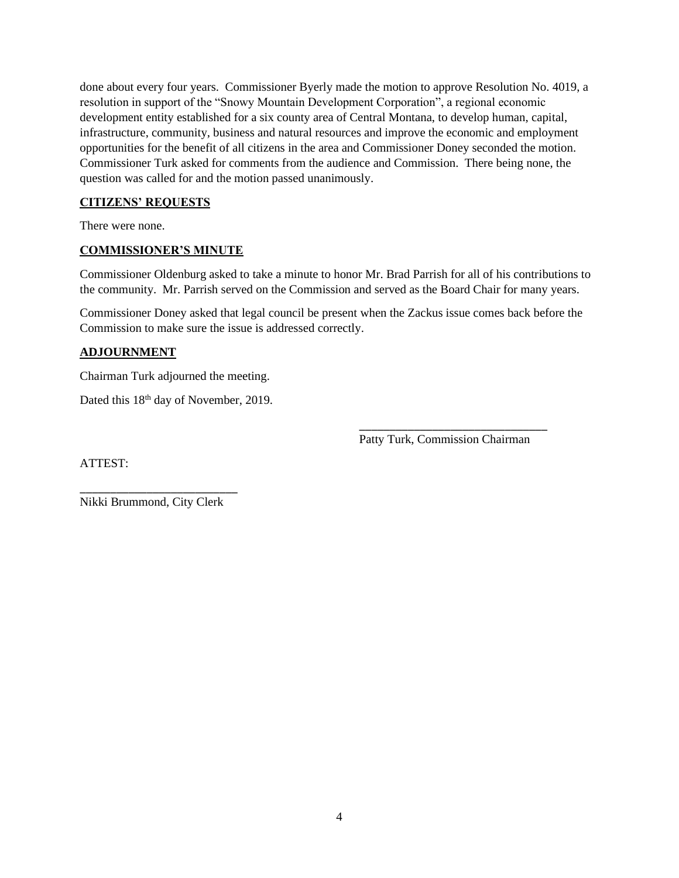done about every four years. Commissioner Byerly made the motion to approve Resolution No. 4019, a resolution in support of the "Snowy Mountain Development Corporation", a regional economic development entity established for a six county area of Central Montana, to develop human, capital, infrastructure, community, business and natural resources and improve the economic and employment opportunities for the benefit of all citizens in the area and Commissioner Doney seconded the motion. Commissioner Turk asked for comments from the audience and Commission. There being none, the question was called for and the motion passed unanimously.

**CITIZENS' REQUESTS**

There were none.

**COMMISSIONER'S MINUTE**

Commissioner Oldenburg asked to take a minute to honor Mr. Brad Parrish for all of his contributions to the community. Mr. Parrish served on the Commission and served as the Board Chair for many years.

Commissioner Doney asked that legal council be present when the Zackus issue comes back before the Commission to make sure the issue is addressed correctly.

**ADJOURNMENT**

Chairman Turk adjourned the meeting.

Dated this 18th day of November, 2019.

______________________________
Patty Turk, Commission Chairman

ATTEST:

__________________________
Nikki Brummond, City Clerk